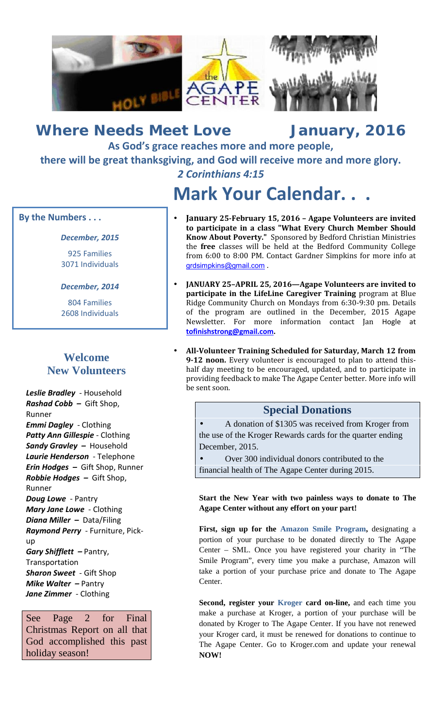# Where Needs Meet Love January, 2016

**As God's grace reaches more and more people,**
**there will be great thanksgiving, and God will receive more and more glory.**
***2 Corinthians 4:15***

## Mark Your Calendar. . .

- **January 25-February 15, 2016 – Agape Volunteers are invited to participate in a class "What Every Church Member Should Know About Poverty."** Sponsored by Bedford Christian Ministries the **free** classes will be held at the Bedford Community College from 6:00 to 8:00 PM. Contact Gardner Simpkins for more info at grdsimpkins@gmail.com .
- **JANUARY 25–APRIL 25, 2016—Agape Volunteers are invited to participate in the LifeLine Caregiver Training** program at Blue Ridge Community Church on Mondays from 6:30-9:30 pm. Details of the program are outlined in the December, 2015 Agape Newsletter. For more information contact Jan Hogle at **tofinishstrong@gmail.com.**
- **All-Volunteer Training Scheduled for Saturday, March 12 from 9-12 noon.** Every volunteer is encouraged to plan to attend this-half day meeting to be encouraged, updated, and to participate in providing feedback to make The Agape Center better. More info will be sent soon.

### By the Numbers . . .

***December, 2015***

925 Families
3071 Individuals

***December, 2014***

804 Families
2608 Individuals

### Welcome New Volunteers

***Leslie Bradley*** - Household
***Rashad Cobb*** **–** Gift Shop, Runner
***Emmi Dagley*** - Clothing
***Patty Ann Gillespie*** - Clothing
***Sandy Gravley*** **–** Household
***Laurie Henderson*** - Telephone
***Erin Hodges*** **–** Gift Shop, Runner
***Robbie Hodges*** **–** Gift Shop, Runner
***Doug Lowe*** - Pantry
***Mary Jane Lowe*** - Clothing
***Diana Miller*** **–** Data/Filing
***Raymond Perry*** - Furniture, Pick-up
***Gary Shifflett*** **–** Pantry, Transportation
***Sharon Sweet*** - Gift Shop
***Mike Walter*** **–** Pantry
***Jane Zimmer*** - Clothing

See Page 2 for Final Christmas Report on all that God accomplished this past holiday season!

### Special Donations

- A donation of $1305 was received from Kroger from the use of the Kroger Rewards cards for the quarter ending December, 2015.
- Over 300 individual donors contributed to the financial health of The Agape Center during 2015.

**Start the New Year with two painless ways to donate to The Agape Center without any effort on your part!**

**First, sign up for the Amazon Smile Program,** designating a portion of your purchase to be donated directly to The Agape Center – SML. Once you have registered your charity in "The Smile Program", every time you make a purchase, Amazon will take a portion of your purchase price and donate to The Agape Center.

**Second, register your Kroger card on-line,** and each time you make a purchase at Kroger, a portion of your purchase will be donated by Kroger to The Agape Center. If you have not renewed your Kroger card, it must be renewed for donations to continue to The Agape Center. Go to Kroger.com and update your renewal **NOW!**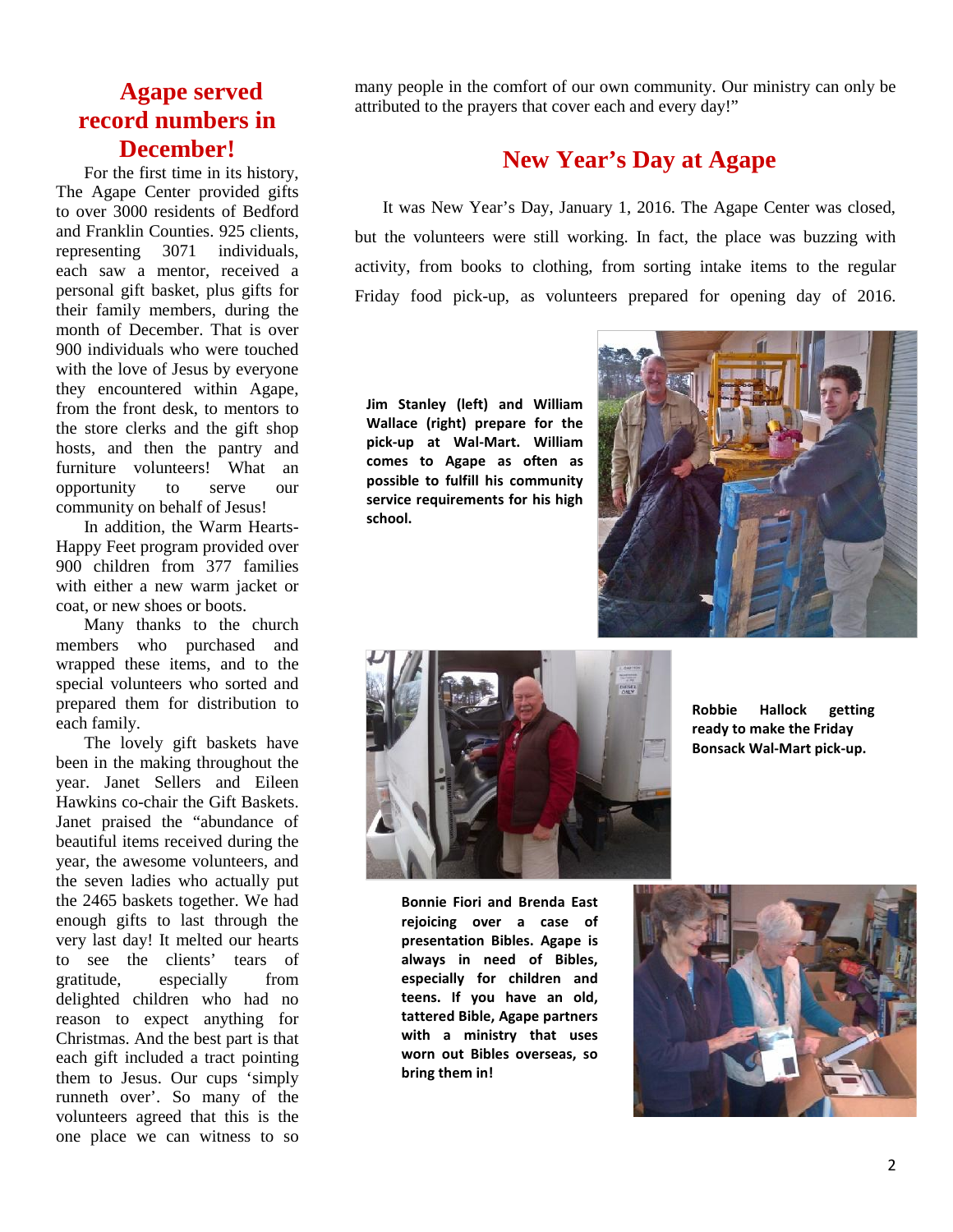## Agape served record numbers in December!

For the first time in its history, The Agape Center provided gifts to over 3000 residents of Bedford and Franklin Counties. 925 clients, representing 3071 individuals, each saw a mentor, received a personal gift basket, plus gifts for their family members, during the month of December. That is over 900 individuals who were touched with the love of Jesus by everyone they encountered within Agape, from the front desk, to mentors to the store clerks and the gift shop hosts, and then the pantry and furniture volunteers! What an opportunity to serve our community on behalf of Jesus!

In addition, the Warm Hearts-Happy Feet program provided over 900 children from 377 families with either a new warm jacket or coat, or new shoes or boots.

Many thanks to the church members who purchased and wrapped these items, and to the special volunteers who sorted and prepared them for distribution to each family.

The lovely gift baskets have been in the making throughout the year. Janet Sellers and Eileen Hawkins co-chair the Gift Baskets. Janet praised the "abundance of beautiful items received during the year, the awesome volunteers, and the seven ladies who actually put the 2465 baskets together. We had enough gifts to last through the very last day! It melted our hearts to see the clients' tears of gratitude, especially from delighted children who had no reason to expect anything for Christmas. And the best part is that each gift included a tract pointing them to Jesus. Our cups 'simply runneth over'. So many of the volunteers agreed that this is the one place we can witness to so many people in the comfort of our own community. Our ministry can only be attributed to the prayers that cover each and every day!"

## New Year's Day at Agape

It was New Year's Day, January 1, 2016. The Agape Center was closed, but the volunteers were still working. In fact, the place was buzzing with activity, from books to clothing, from sorting intake items to the regular Friday food pick-up, as volunteers prepared for opening day of 2016.

**Jim Stanley (left) and William Wallace (right) prepare for the pick-up at Wal-Mart. William comes to Agape as often as possible to fulfill his community service requirements for his high school.**

**Robbie Hallock getting ready to make the Friday Bonsack Wal-Mart pick-up.**

**Bonnie Fiori and Brenda East rejoicing over a case of presentation Bibles. Agape is always in need of Bibles, especially for children and teens. If you have an old, tattered Bible, Agape partners with a ministry that uses worn out Bibles overseas, so bring them in!**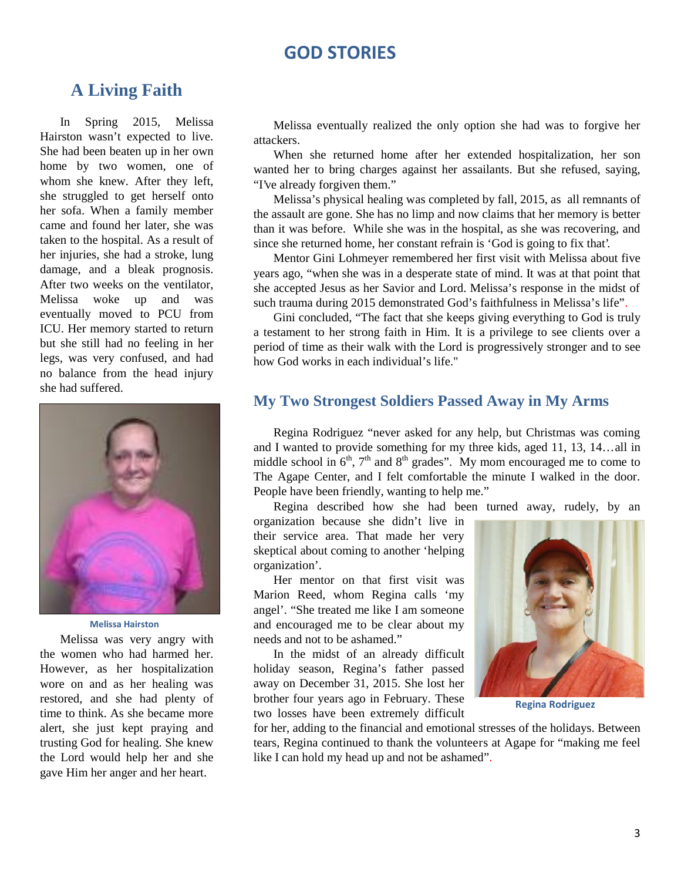# GOD STORIES

## A Living Faith

In Spring 2015, Melissa Hairston wasn't expected to live. She had been beaten up in her own home by two women, one of whom she knew. After they left, she struggled to get herself onto her sofa. When a family member came and found her later, she was taken to the hospital. As a result of her injuries, she had a stroke, lung damage, and a bleak prognosis. After two weeks on the ventilator, Melissa woke up and was eventually moved to PCU from ICU. Her memory started to return but she still had no feeling in her legs, was very confused, and had no balance from the head injury she had suffered.

Melissa Hairston

Melissa was very angry with the women who had harmed her. However, as her hospitalization wore on and as her healing was restored, and she had plenty of time to think. As she became more alert, she just kept praying and trusting God for healing. She knew the Lord would help her and she gave Him her anger and her heart.

Melissa eventually realized the only option she had was to forgive her attackers.

When she returned home after her extended hospitalization, her son wanted her to bring charges against her assailants. But she refused, saying, "I've already forgiven them."

Melissa's physical healing was completed by fall, 2015, as all remnants of the assault are gone. She has no limp and now claims that her memory is better than it was before. While she was in the hospital, as she was recovering, and since she returned home, her constant refrain is 'God is going to fix that'.

Mentor Gini Lohmeyer remembered her first visit with Melissa about five years ago, "when she was in a desperate state of mind. It was at that point that she accepted Jesus as her Savior and Lord. Melissa's response in the midst of such trauma during 2015 demonstrated God's faithfulness in Melissa's life".

Gini concluded, "The fact that she keeps giving everything to God is truly a testament to her strong faith in Him. It is a privilege to see clients over a period of time as their walk with the Lord is progressively stronger and to see how God works in each individual's life."

## My Two Strongest Soldiers Passed Away in My Arms

Regina Rodriguez "never asked for any help, but Christmas was coming and I wanted to provide something for my three kids, aged 11, 13, 14…all in middle school in 6th, 7th and 8th grades". My mom encouraged me to come to The Agape Center, and I felt comfortable the minute I walked in the door. People have been friendly, wanting to help me."

Regina described how she had been turned away, rudely, by an organization because she didn't live in their service area. That made her very skeptical about coming to another 'helping organization'.

Her mentor on that first visit was Marion Reed, whom Regina calls 'my angel'. "She treated me like I am someone and encouraged me to be clear about my needs and not to be ashamed."

Regina Rodriguez

In the midst of an already difficult holiday season, Regina's father passed away on December 31, 2015. She lost her brother four years ago in February. These two losses have been extremely difficult for her, adding to the financial and emotional stresses of the holidays. Between tears, Regina continued to thank the volunteers at Agape for "making me feel like I can hold my head up and not be ashamed".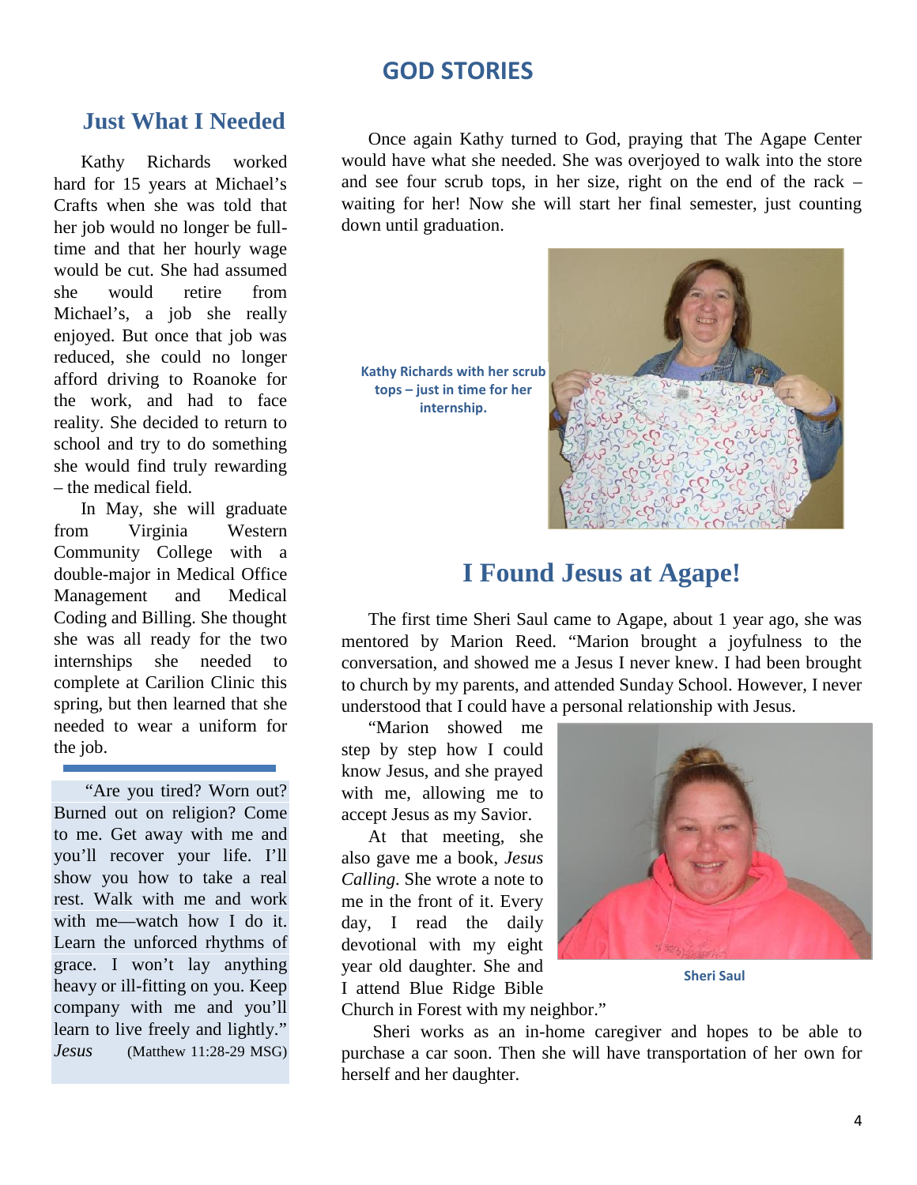# GOD STORIES

## Just What I Needed

Kathy Richards worked hard for 15 years at Michael's Crafts when she was told that her job would no longer be full-time and that her hourly wage would be cut. She had assumed she would retire from Michael's, a job she really enjoyed. But once that job was reduced, she could no longer afford driving to Roanoke for the work, and had to face reality. She decided to return to school and try to do something she would find truly rewarding – the medical field.

In May, she will graduate from Virginia Western Community College with a double-major in Medical Office Management and Medical Coding and Billing. She thought she was all ready for the two internships she needed to complete at Carilion Clinic this spring, but then learned that she needed to wear a uniform for the job.

Once again Kathy turned to God, praying that The Agape Center would have what she needed. She was overjoyed to walk into the store and see four scrub tops, in her size, right on the end of the rack – waiting for her! Now she will start her final semester, just counting down until graduation.

**Kathy Richards with her scrub tops – just in time for her internship.**

> "Are you tired? Worn out? Burned out on religion? Come to me. Get away with me and you'll recover your life. I'll show you how to take a real rest. Walk with me and work with me—watch how I do it. Learn the unforced rhythms of grace. I won't lay anything heavy or ill-fitting on you. Keep company with me and you'll learn to live freely and lightly."
> *Jesus* (Matthew 11:28-29 MSG)

## I Found Jesus at Agape!

The first time Sheri Saul came to Agape, about 1 year ago, she was mentored by Marion Reed. "Marion brought a joyfulness to the conversation, and showed me a Jesus I never knew. I had been brought to church by my parents, and attended Sunday School. However, I never understood that I could have a personal relationship with Jesus.

"Marion showed me step by step how I could know Jesus, and she prayed with me, allowing me to accept Jesus as my Savior.

At that meeting, she also gave me a book, *Jesus Calling*. She wrote a note to me in the front of it. Every day, I read the daily devotional with my eight year old daughter. She and I attend Blue Ridge Bible Church in Forest with my neighbor."

**Sheri Saul**

Sheri works as an in-home caregiver and hopes to be able to purchase a car soon. Then she will have transportation of her own for herself and her daughter.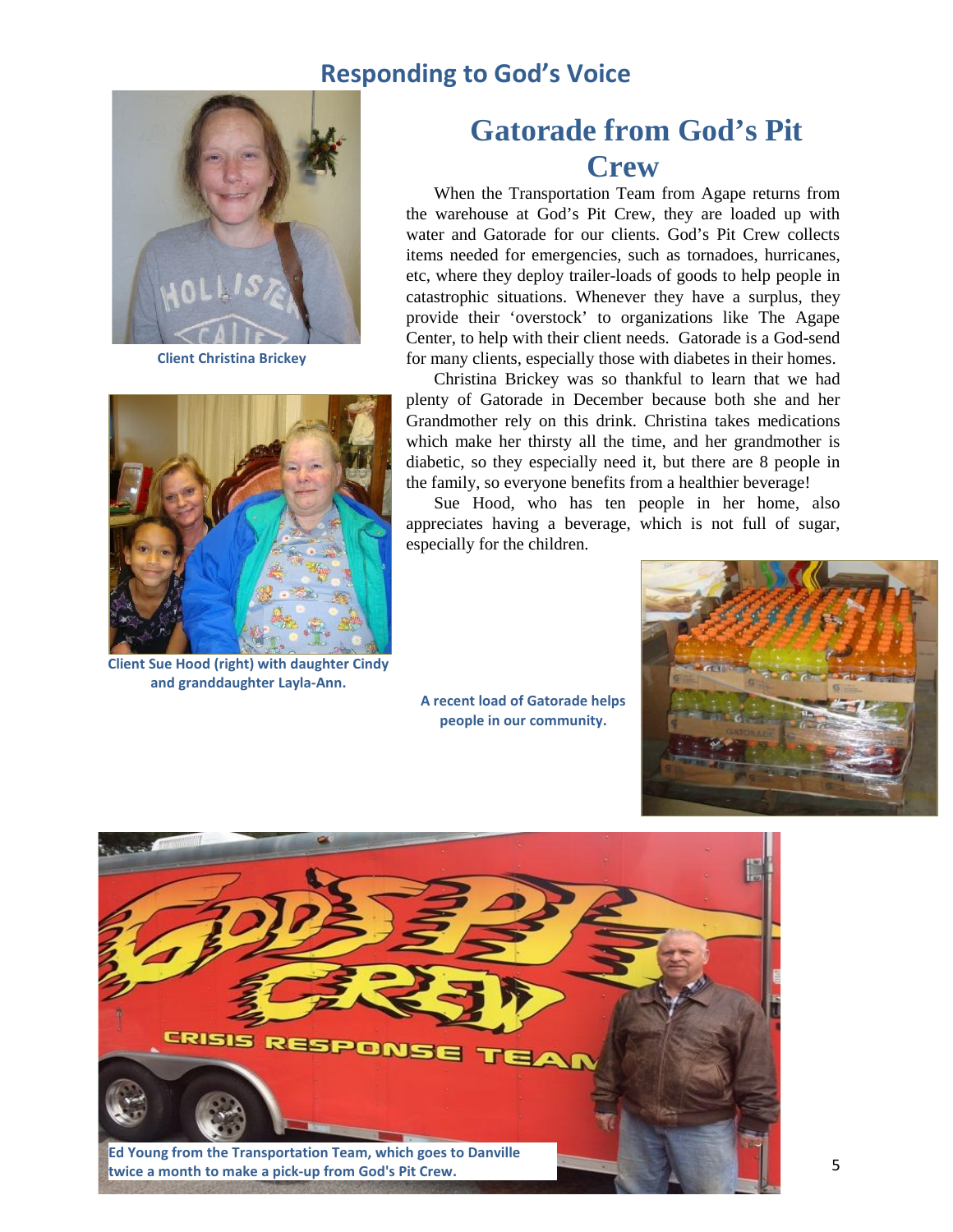## Responding to God's Voice

# Gatorade from God's Pit Crew

When the Transportation Team from Agape returns from the warehouse at God's Pit Crew, they are loaded up with water and Gatorade for our clients. God's Pit Crew collects items needed for emergencies, such as tornadoes, hurricanes, etc, where they deploy trailer-loads of goods to help people in catastrophic situations. Whenever they have a surplus, they provide their 'overstock' to organizations like The Agape Center, to help with their client needs. Gatorade is a God-send for many clients, especially those with diabetes in their homes.

Christina Brickey was so thankful to learn that we had plenty of Gatorade in December because both she and her Grandmother rely on this drink. Christina takes medications which make her thirsty all the time, and her grandmother is diabetic, so they especially need it, but there are 8 people in the family, so everyone benefits from a healthier beverage!

Sue Hood, who has ten people in her home, also appreciates having a beverage, which is not full of sugar, especially for the children.

**Client Christina Brickey**

**Client Sue Hood (right) with daughter Cindy and granddaughter Layla-Ann.**

**A recent load of Gatorade helps people in our community.**

**Ed Young from the Transportation Team, which goes to Danville twice a month to make a pick-up from God's Pit Crew.**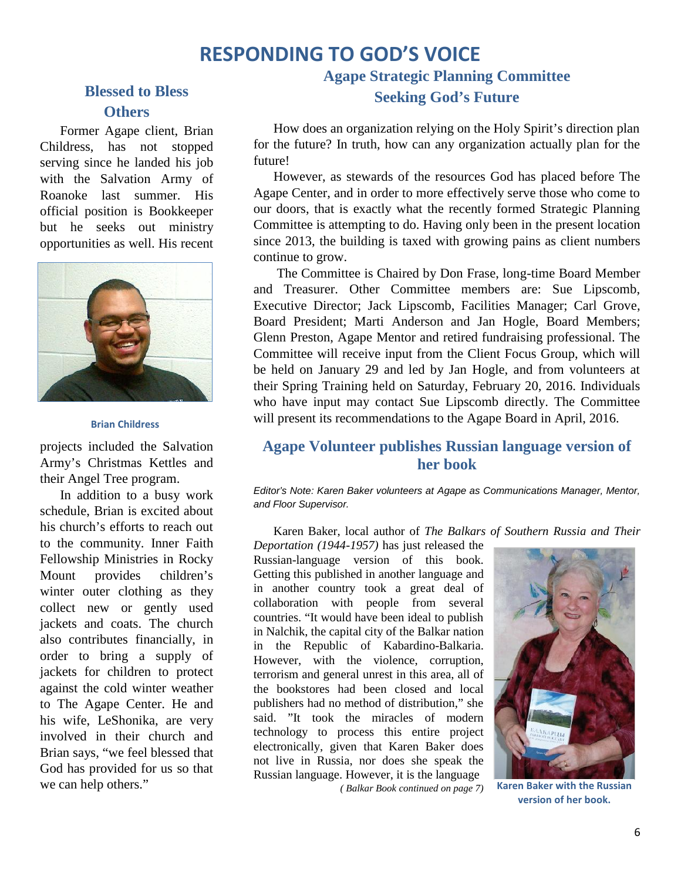# RESPONDING TO GOD'S VOICE

## Blessed to Bless Others

Former Agape client, Brian Childress, has not stopped serving since he landed his job with the Salvation Army of Roanoke last summer. His official position is Bookkeeper but he seeks out ministry opportunities as well. His recent projects included the Salvation Army's Christmas Kettles and their Angel Tree program.

**Brian Childress**

In addition to a busy work schedule, Brian is excited about his church's efforts to reach out to the community. Inner Faith Fellowship Ministries in Rocky Mount provides children's winter outer clothing as they collect new or gently used jackets and coats. The church also contributes financially, in order to bring a supply of jackets for children to protect against the cold winter weather to The Agape Center. He and his wife, LeShonika, are very involved in their church and Brian says, "we feel blessed that God has provided for us so that we can help others."

## Agape Strategic Planning Committee Seeking God's Future

How does an organization relying on the Holy Spirit's direction plan for the future? In truth, how can any organization actually plan for the future!

However, as stewards of the resources God has placed before The Agape Center, and in order to more effectively serve those who come to our doors, that is exactly what the recently formed Strategic Planning Committee is attempting to do. Having only been in the present location since 2013, the building is taxed with growing pains as client numbers continue to grow.

The Committee is Chaired by Don Frase, long-time Board Member and Treasurer. Other Committee members are: Sue Lipscomb, Executive Director; Jack Lipscomb, Facilities Manager; Carl Grove, Board President; Marti Anderson and Jan Hogle, Board Members; Glenn Preston, Agape Mentor and retired fundraising professional. The Committee will receive input from the Client Focus Group, which will be held on January 29 and led by Jan Hogle, and from volunteers at their Spring Training held on Saturday, February 20, 2016. Individuals who have input may contact Sue Lipscomb directly. The Committee will present its recommendations to the Agape Board in April, 2016.

## Agape Volunteer publishes Russian language version of her book

*Editor's Note: Karen Baker volunteers at Agape as Communications Manager, Mentor, and Floor Supervisor.*

Karen Baker, local author of *The Balkars of Southern Russia and Their Deportation (1944-1957)* has just released the Russian-language version of this book. Getting this published in another language and in another country took a great deal of collaboration with people from several countries. "It would have been ideal to publish in Nalchik, the capital city of the Balkar nation in the Republic of Kabardino-Balkaria. However, with the violence, corruption, terrorism and general unrest in this area, all of the bookstores had been closed and local publishers had no method of distribution," she said. "It took the miracles of modern technology to process this entire project electronically, given that Karen Baker does not live in Russia, nor does she speak the Russian language. However, it is the language

*( Balkar Book continued on page 7)*

**Karen Baker with the Russian version of her book.**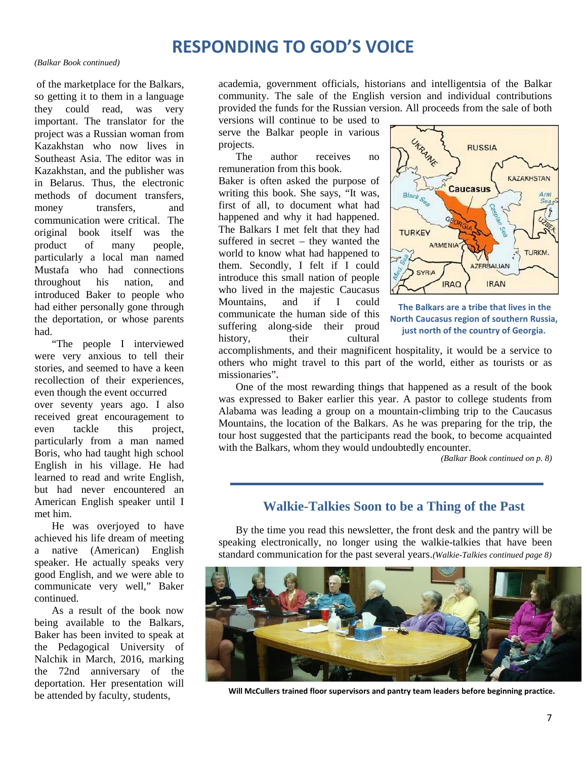# RESPONDING TO GOD'S VOICE

*(Balkar Book continued)*

of the marketplace for the Balkars, so getting it to them in a language they could read, was very important. The translator for the project was a Russian woman from Kazakhstan who now lives in Southeast Asia. The editor was in Kazakhstan, and the publisher was in Belarus. Thus, the electronic methods of document transfers, money transfers, and communication were critical. The original book itself was the product of many people, particularly a local man named Mustafa who had connections throughout his nation, and introduced Baker to people who had either personally gone through the deportation, or whose parents had.

"The people I interviewed were very anxious to tell their stories, and seemed to have a keen recollection of their experiences, even though the event occurred over seventy years ago. I also received great encouragement to even tackle this project, particularly from a man named Boris, who had taught high school English in his village. He had learned to read and write English, but had never encountered an American English speaker until I met him.

He was overjoyed to have achieved his life dream of meeting a native (American) English speaker. He actually speaks very good English, and we were able to communicate very well," Baker continued.

As a result of the book now being available to the Balkars, Baker has been invited to speak at the Pedagogical University of Nalchik in March, 2016, marking the 72nd anniversary of the deportation. Her presentation will be attended by faculty, students, academia, government officials, historians and intelligentsia of the Balkar community. The sale of the English version and individual contributions provided the funds for the Russian version. All proceeds from the sale of both versions will continue to be used to serve the Balkar people in various projects.

The author receives no remuneration from this book.

Baker is often asked the purpose of writing this book. She says, "It was, first of all, to document what had happened and why it had happened. The Balkars I met felt that they had suffered in secret – they wanted the world to know what had happened to them. Secondly, I felt if I could introduce this small nation of people who lived in the majestic Caucasus Mountains, and if I could communicate the human side of this suffering along-side their proud history, their cultural accomplishments, and their magnificent hospitality, it would be a service to others who might travel to this part of the world, either as tourists or as missionaries".

**The Balkars are a tribe that lives in the North Caucasus region of southern Russia, just north of the country of Georgia.**

One of the most rewarding things that happened as a result of the book was expressed to Baker earlier this year. A pastor to college students from Alabama was leading a group on a mountain-climbing trip to the Caucasus Mountains, the location of the Balkars. As he was preparing for the trip, the tour host suggested that the participants read the book, to become acquainted with the Balkars, whom they would undoubtedly encounter.

*(Balkar Book continued on p. 8)*

## Walkie-Talkies Soon to be a Thing of the Past

By the time you read this newsletter, the front desk and the pantry will be speaking electronically, no longer using the walkie-talkies that have been standard communication for the past several years. *(Walkie-Talkies continued page 8)*

**Will McCullers trained floor supervisors and pantry team leaders before beginning practice.**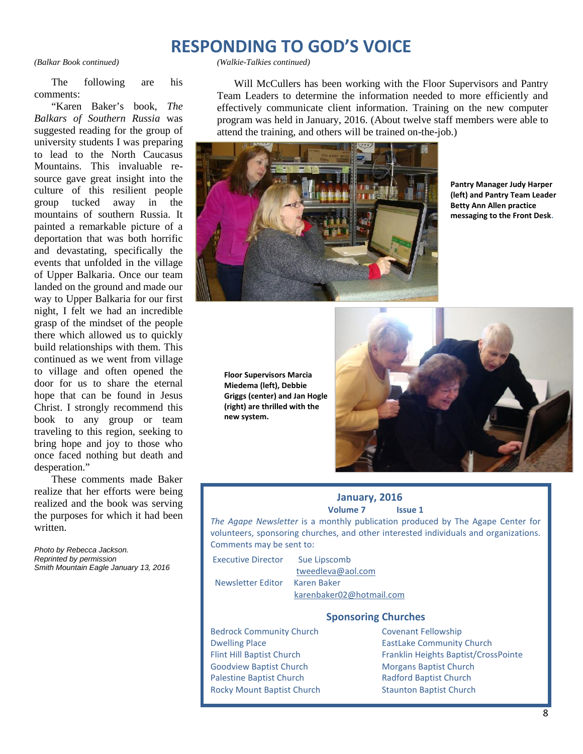# RESPONDING TO GOD'S VOICE

*(Balkar Book continued)*

The following are his comments:

"Karen Baker's book, *The Balkars of Southern Russia* was suggested reading for the group of university students I was preparing to lead to the North Caucasus Mountains. This invaluable resource gave great insight into the culture of this resilient people group tucked away in the mountains of southern Russia. It painted a remarkable picture of a deportation that was both horrific and devastating, specifically the events that unfolded in the village of Upper Balkaria. Once our team landed on the ground and made our way to Upper Balkaria for our first night, I felt we had an incredible grasp of the mindset of the people there which allowed us to quickly build relationships with them. This continued as we went from village to village and often opened the door for us to share the eternal hope that can be found in Jesus Christ. I strongly recommend this book to any group or team traveling to this region, seeking to bring hope and joy to those who once faced nothing but death and desperation."

These comments made Baker realize that her efforts were being realized and the book was serving the purposes for which it had been written.

*Photo by Rebecca Jackson.*
*Reprinted by permission*
*Smith Mountain Eagle January 13, 2016*

*(Walkie-Talkies continued)*

Will McCullers has been working with the Floor Supervisors and Pantry Team Leaders to determine the information needed to more efficiently and effectively communicate client information. Training on the new computer program was held in January, 2016. (About twelve staff members were able to attend the training, and others will be trained on-the-job.)

**Pantry Manager Judy Harper (left) and Pantry Team Leader Betty Ann Allen practice messaging to the Front Desk.**

**Floor Supervisors Marcia Miedema (left), Debbie Griggs (center) and Jan Hogle (right) are thrilled with the new system.**

---

**January, 2016**

**Volume 7 Issue 1**

*The Agape Newsletter* is a monthly publication produced by The Agape Center for volunteers, sponsoring churches, and other interested individuals and organizations. Comments may be sent to:

Executive Director: Sue Lipscomb
tweedleva@aol.com

Newsletter Editor: Karen Baker
karenbaker02@hotmail.com

### Sponsoring Churches

- Bedrock Community Church
- Covenant Fellowship
- Dwelling Place
- EastLake Community Church
- Flint Hill Baptist Church
- Franklin Heights Baptist/CrossPointe
- Goodview Baptist Church
- Morgans Baptist Church
- Palestine Baptist Church
- Radford Baptist Church
- Rocky Mount Baptist Church
- Staunton Baptist Church